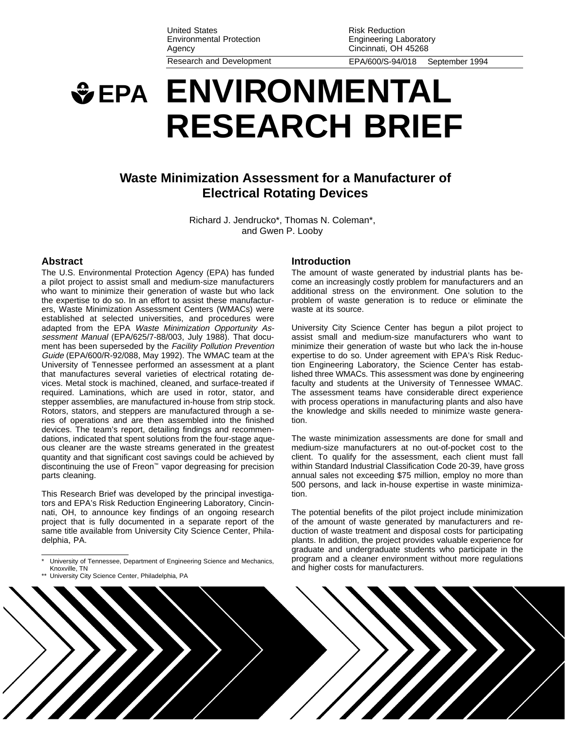United States Environmental Protection Agency

Research and Development

Risk Reduction Engineering Laboratory
Cincinnati, OH 45268

EPA/600/S-94/018 September 1994

# EPA ENVIRONMENTAL RESEARCH BRIEF

## Waste Minimization Assessment for a Manufacturer of Electrical Rotating Devices

Richard J. Jendrucko*, Thomas N. Coleman*, and Gwen P. Looby

### Abstract

The U.S. Environmental Protection Agency (EPA) has funded a pilot project to assist small and medium-size manufacturers who want to minimize their generation of waste but who lack the expertise to do so. In an effort to assist these manufacturers, Waste Minimization Assessment Centers (WMACs) were established at selected universities, and procedures were adapted from the EPA *Waste Minimization Opportunity Assessment Manual* (EPA/625/7-88/003, July 1988). That document has been superseded by the *Facility Pollution Prevention Guide* (EPA/600/R-92/088, May 1992). The WMAC team at the University of Tennessee performed an assessment at a plant that manufactures several varieties of electrical rotating devices. Metal stock is machined, cleaned, and surface-treated if required. Laminations, which are used in rotor, stator, and stepper assemblies, are manufactured in-house from strip stock. Rotors, stators, and steppers are manufactured through a series of operations and are then assembled into the finished devices. The team's report, detailing findings and recommendations, indicated that spent solutions from the four-stage aqueous cleaner are the waste streams generated in the greatest quantity and that significant cost savings could be achieved by discontinuing the use of Freon™ vapor degreasing for precision parts cleaning.

This Research Brief was developed by the principal investigators and EPA's Risk Reduction Engineering Laboratory, Cincinnati, OH, to announce key findings of an ongoing research project that is fully documented in a separate report of the same title available from University City Science Center, Philadelphia, PA.

\* University of Tennessee, Department of Engineering Science and Mechanics, Knoxville, TN

\*\* University City Science Center, Philadelphia, PA

### Introduction

The amount of waste generated by industrial plants has become an increasingly costly problem for manufacturers and an additional stress on the environment. One solution to the problem of waste generation is to reduce or eliminate the waste at its source.

University City Science Center has begun a pilot project to assist small and medium-size manufacturers who want to minimize their generation of waste but who lack the in-house expertise to do so. Under agreement with EPA's Risk Reduction Engineering Laboratory, the Science Center has established three WMACs. This assessment was done by engineering faculty and students at the University of Tennessee WMAC. The assessment teams have considerable direct experience with process operations in manufacturing plants and also have the knowledge and skills needed to minimize waste generation.

The waste minimization assessments are done for small and medium-size manufacturers at no out-of-pocket cost to the client. To qualify for the assessment, each client must fall within Standard Industrial Classification Code 20-39, have gross annual sales not exceeding $75 million, employ no more than 500 persons, and lack in-house expertise in waste minimization.

The potential benefits of the pilot project include minimization of the amount of waste generated by manufacturers and reduction of waste treatment and disposal costs for participating plants. In addition, the project provides valuable experience for graduate and undergraduate students who participate in the program and a cleaner environment without more regulations and higher costs for manufacturers.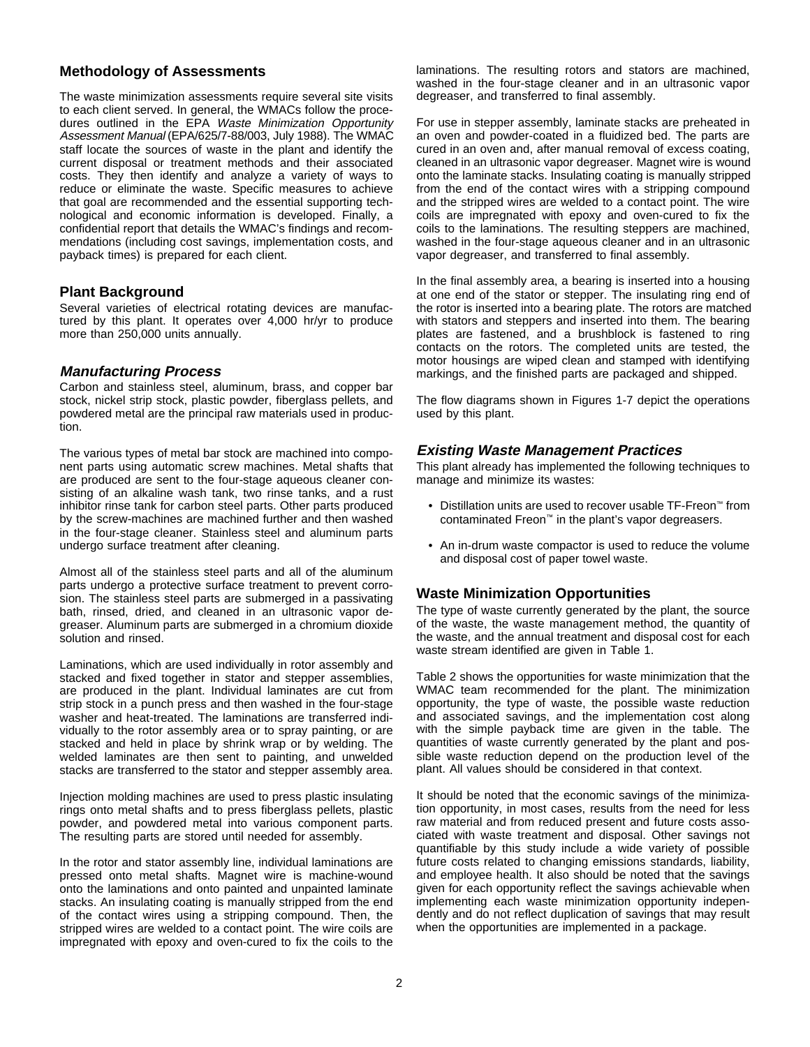## Methodology of Assessments

The waste minimization assessments require several site visits to each client served. In general, the WMACs follow the procedures outlined in the EPA *Waste Minimization Opportunity Assessment Manual* (EPA/625/7-88/003, July 1988). The WMAC staff locate the sources of waste in the plant and identify the current disposal or treatment methods and their associated costs. They then identify and analyze a variety of ways to reduce or eliminate the waste. Specific measures to achieve that goal are recommended and the essential supporting technological and economic information is developed. Finally, a confidential report that details the WMAC's findings and recommendations (including cost savings, implementation costs, and payback times) is prepared for each client.

## Plant Background

Several varieties of electrical rotating devices are manufactured by this plant. It operates over 4,000 hr/yr to produce more than 250,000 units annually.

### *Manufacturing Process*

Carbon and stainless steel, aluminum, brass, and copper bar stock, nickel strip stock, plastic powder, fiberglass pellets, and powdered metal are the principal raw materials used in production.

The various types of metal bar stock are machined into component parts using automatic screw machines. Metal shafts that are produced are sent to the four-stage aqueous cleaner consisting of an alkaline wash tank, two rinse tanks, and a rust inhibitor rinse tank for carbon steel parts. Other parts produced by the screw-machines are machined further and then washed in the four-stage cleaner. Stainless steel and aluminum parts undergo surface treatment after cleaning.

Almost all of the stainless steel parts and all of the aluminum parts undergo a protective surface treatment to prevent corrosion. The stainless steel parts are submerged in a passivating bath, rinsed, dried, and cleaned in an ultrasonic vapor degreaser. Aluminum parts are submerged in a chromium dioxide solution and rinsed.

Laminations, which are used individually in rotor assembly and stacked and fixed together in stator and stepper assemblies, are produced in the plant. Individual laminates are cut from strip stock in a punch press and then washed in the four-stage washer and heat-treated. The laminations are transferred individually to the rotor assembly area or to spray painting, or are stacked and held in place by shrink wrap or by welding. The welded laminates are then sent to painting, and unwelded stacks are transferred to the stator and stepper assembly area.

Injection molding machines are used to press plastic insulating rings onto metal shafts and to press fiberglass pellets, plastic powder, and powdered metal into various component parts. The resulting parts are stored until needed for assembly.

In the rotor and stator assembly line, individual laminations are pressed onto metal shafts. Magnet wire is machine-wound onto the laminations and onto painted and unpainted laminate stacks. An insulating coating is manually stripped from the end of the contact wires using a stripping compound. Then, the stripped wires are welded to a contact point. The wire coils are impregnated with epoxy and oven-cured to fix the coils to the laminations. The resulting rotors and stators are machined, washed in the four-stage cleaner and in an ultrasonic vapor degreaser, and transferred to final assembly.

For use in stepper assembly, laminate stacks are preheated in an oven and powder-coated in a fluidized bed. The parts are cured in an oven and, after manual removal of excess coating, cleaned in an ultrasonic vapor degreaser. Magnet wire is wound onto the laminate stacks. Insulating coating is manually stripped from the end of the contact wires with a stripping compound and the stripped wires are welded to a contact point. The wire coils are impregnated with epoxy and oven-cured to fix the coils to the laminations. The resulting steppers are machined, washed in the four-stage aqueous cleaner and in an ultrasonic vapor degreaser, and transferred to final assembly.

In the final assembly area, a bearing is inserted into a housing at one end of the stator or stepper. The insulating ring end of the rotor is inserted into a bearing plate. The rotors are matched with stators and steppers and inserted into them. The bearing plates are fastened, and a brushblock is fastened to ring contacts on the rotors. The completed units are tested, the motor housings are wiped clean and stamped with identifying markings, and the finished parts are packaged and shipped.

The flow diagrams shown in Figures 1-7 depict the operations used by this plant.

### *Existing Waste Management Practices*

This plant already has implemented the following techniques to manage and minimize its wastes:

- Distillation units are used to recover usable TF-Freon™ from contaminated Freon™ in the plant's vapor degreasers.
- An in-drum waste compactor is used to reduce the volume and disposal cost of paper towel waste.

## Waste Minimization Opportunities

The type of waste currently generated by the plant, the source of the waste, the waste management method, the quantity of the waste, and the annual treatment and disposal cost for each waste stream identified are given in Table 1.

Table 2 shows the opportunities for waste minimization that the WMAC team recommended for the plant. The minimization opportunity, the type of waste, the possible waste reduction and associated savings, and the implementation cost along with the simple payback time are given in the table. The quantities of waste currently generated by the plant and possible waste reduction depend on the production level of the plant. All values should be considered in that context.

It should be noted that the economic savings of the minimization opportunity, in most cases, results from the need for less raw material and from reduced present and future costs associated with waste treatment and disposal. Other savings not quantifiable by this study include a wide variety of possible future costs related to changing emissions standards, liability, and employee health. It also should be noted that the savings given for each opportunity reflect the savings achievable when implementing each waste minimization opportunity independently and do not reflect duplication of savings that may result when the opportunities are implemented in a package.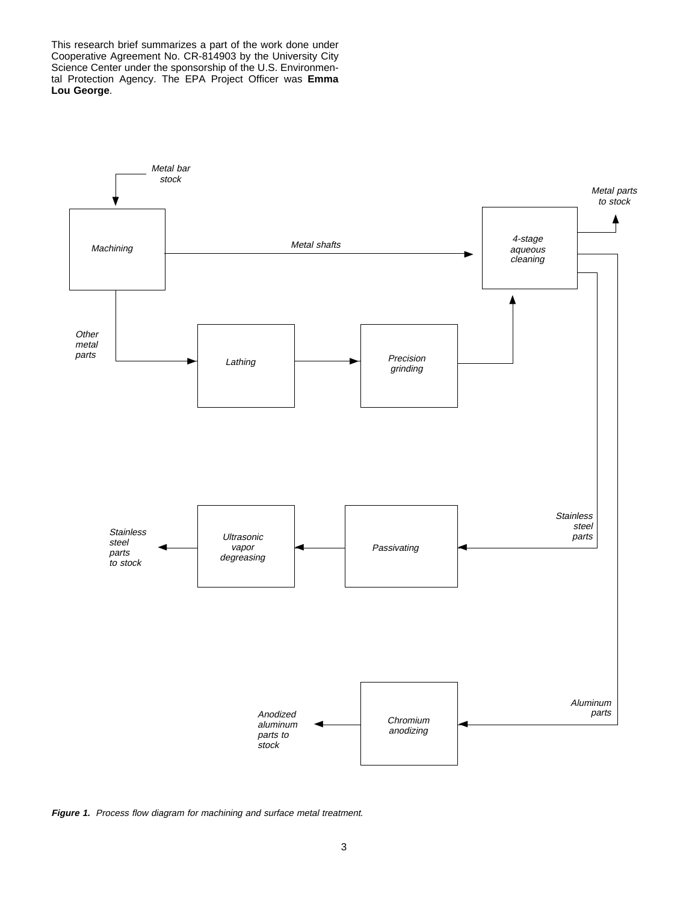This research brief summarizes a part of the work done under Cooperative Agreement No. CR-814903 by the University City Science Center under the sponsorship of the U.S. Environmental Protection Agency. The EPA Project Officer was **Emma Lou George**.

*Metal bar stock*

*Machining*

*Metal shafts*

*4-stage aqueous cleaning*

*Metal parts to stock*

*Other metal parts*

*Lathing*

*Precision grinding*

*Stainless steel parts*

*Stainless steel parts to stock*

*Ultrasonic vapor degreasing*

*Passivating*

*Aluminum parts*

*Anodized aluminum parts to stock*

*Chromium anodizing*

***Figure 1.*** *Process flow diagram for machining and surface metal treatment.*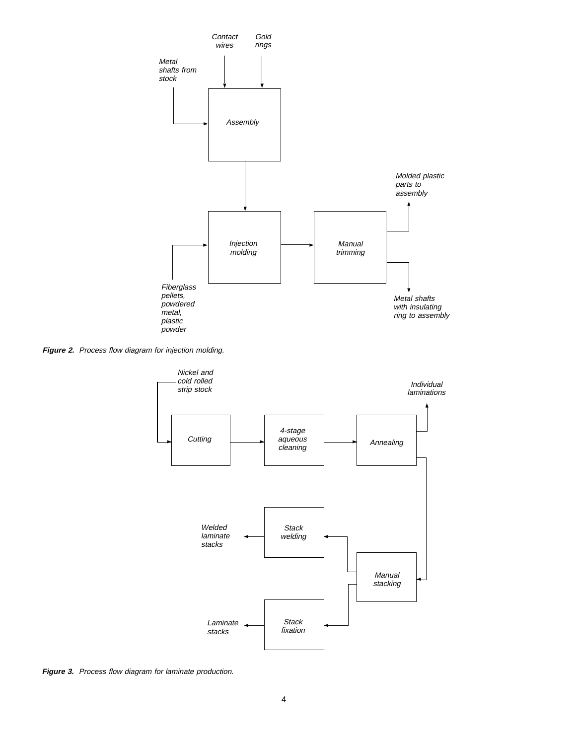Contact wires

Gold rings

Metal shafts from stock

Assembly

Molded plastic parts to assembly

Injection molding

Manual trimming

Fiberglass pellets, powdered metal, plastic powder

Metal shafts with insulating ring to assembly

***Figure 2.*** *Process flow diagram for injection molding.*

Nickel and cold rolled strip stock

Cutting

4-stage aqueous cleaning

Annealing

Individual laminations

Welded laminate stacks

Stack welding

Manual stacking

Laminate stacks

Stack fixation

***Figure 3.*** *Process flow diagram for laminate production.*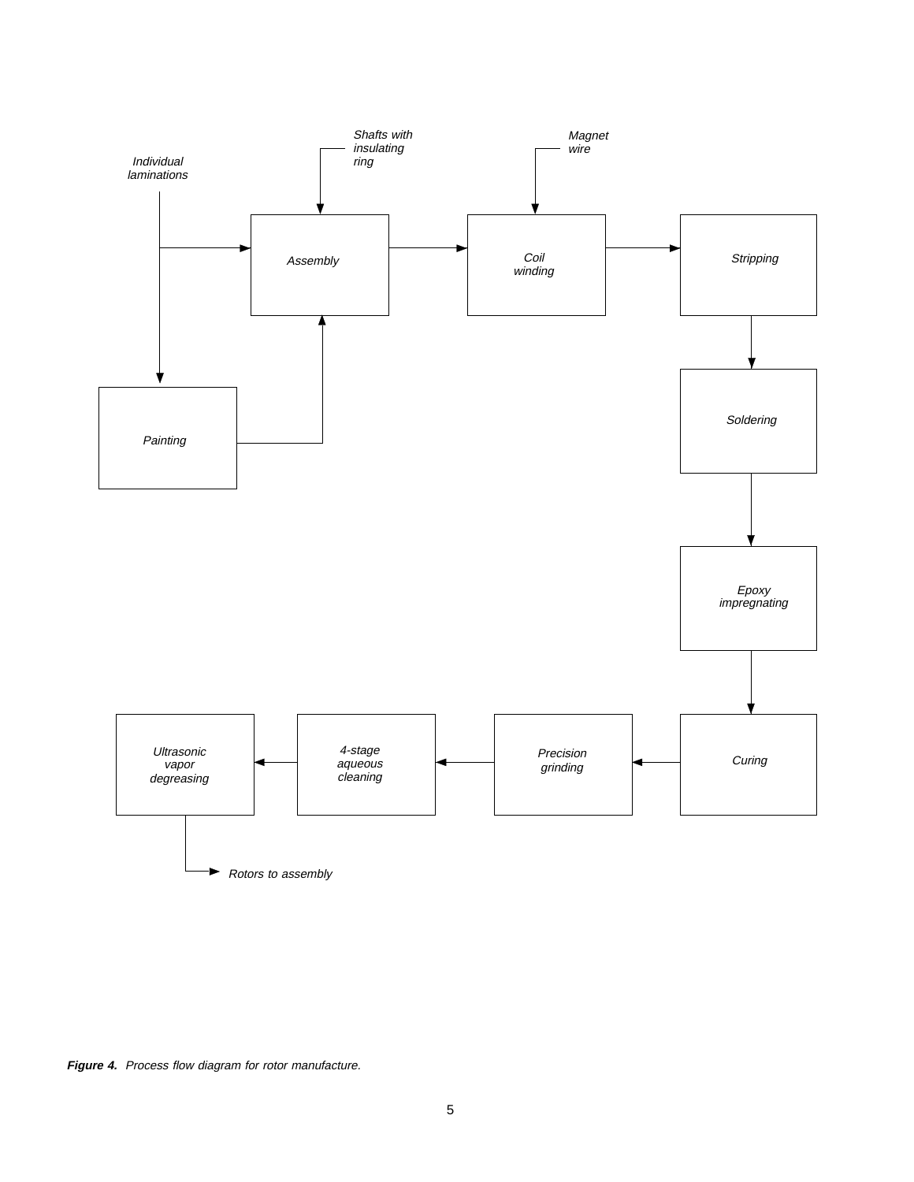Individual laminations

Shafts with insulating ring

Magnet wire

Assembly

Coil winding

Stripping

Painting

Soldering

Epoxy impregnating

Ultrasonic vapor degreasing

4-stage aqueous cleaning

Precision grinding

Curing

Rotors to assembly

***Figure 4.*** *Process flow diagram for rotor manufacture.*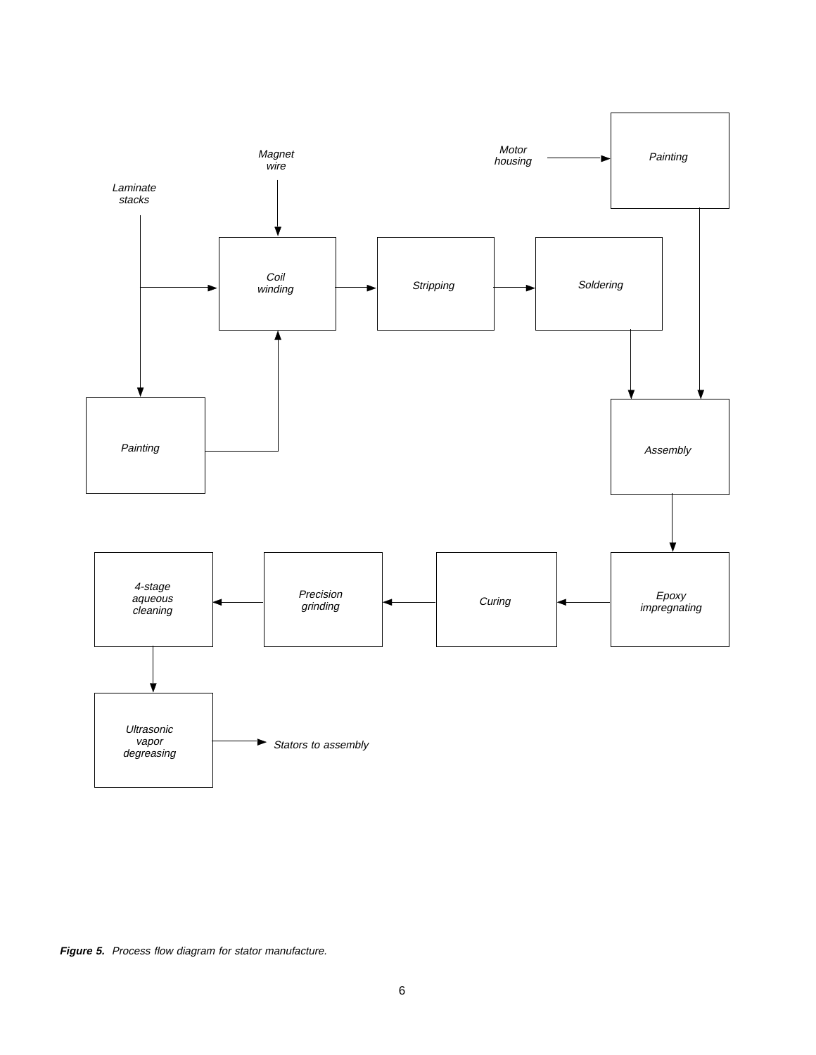Laminate stacks

Magnet wire

Motor housing

Painting

Coil winding

Stripping

Soldering

Painting

Assembly

4-stage aqueous cleaning

Precision grinding

Curing

Epoxy impregnating

Ultrasonic vapor degreasing

Stators to assembly

***Figure 5.*** *Process flow diagram for stator manufacture.*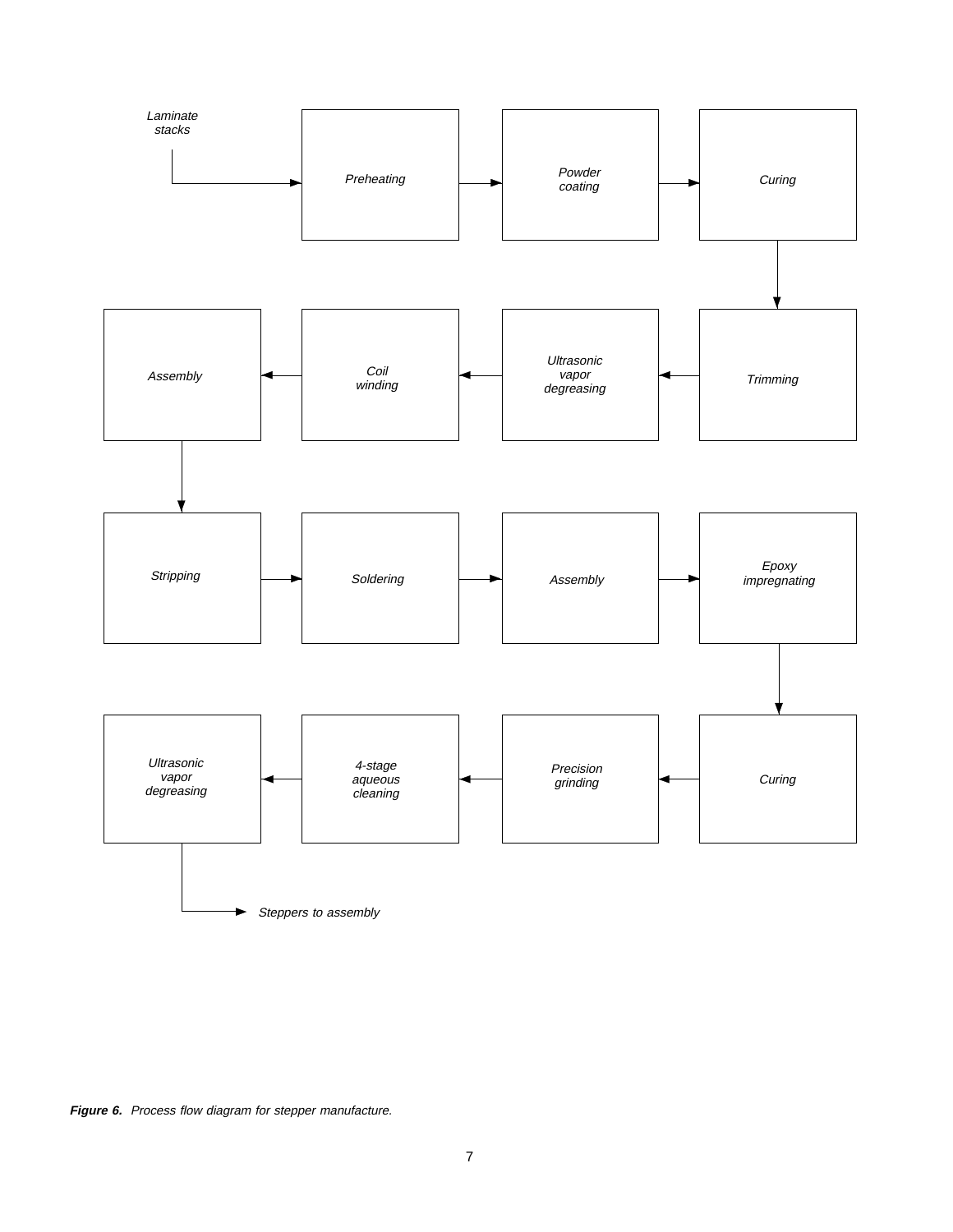Laminate stacks → Preheating → Powder coating → Curing → Trimming → Ultrasonic vapor degreasing → Coil winding → Assembly → Stripping → Soldering → Assembly → Epoxy impregnating → Curing → Precision grinding → 4-stage aqueous cleaning → Ultrasonic vapor degreasing → Steppers to assembly

***Figure 6.*** *Process flow diagram for stepper manufacture.*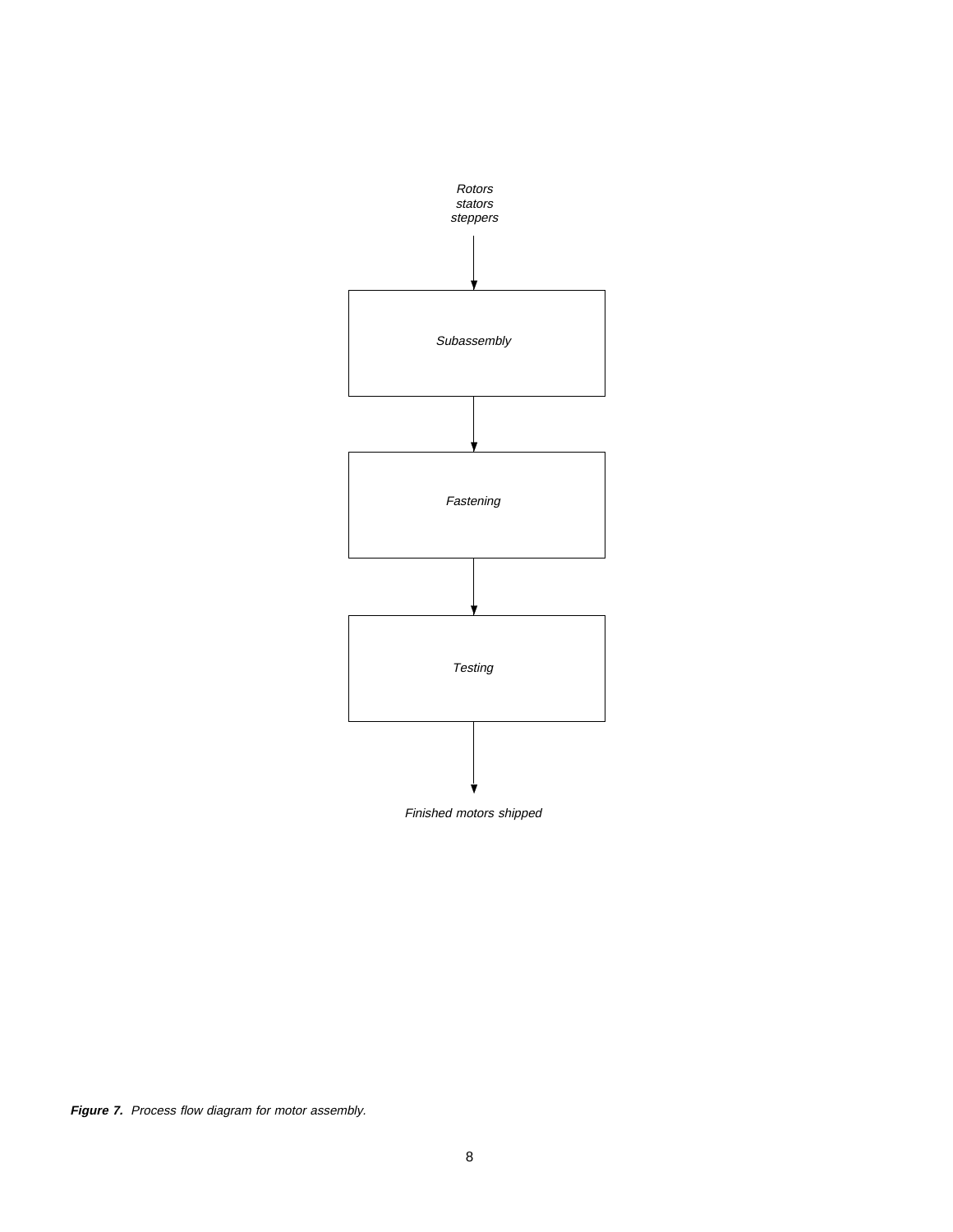*Rotors*
*stators*
*steppers*

↓

*Subassembly*

↓

*Fastening*

↓

*Testing*

↓

*Finished motors shipped*

***Figure 7.*** *Process flow diagram for motor assembly.*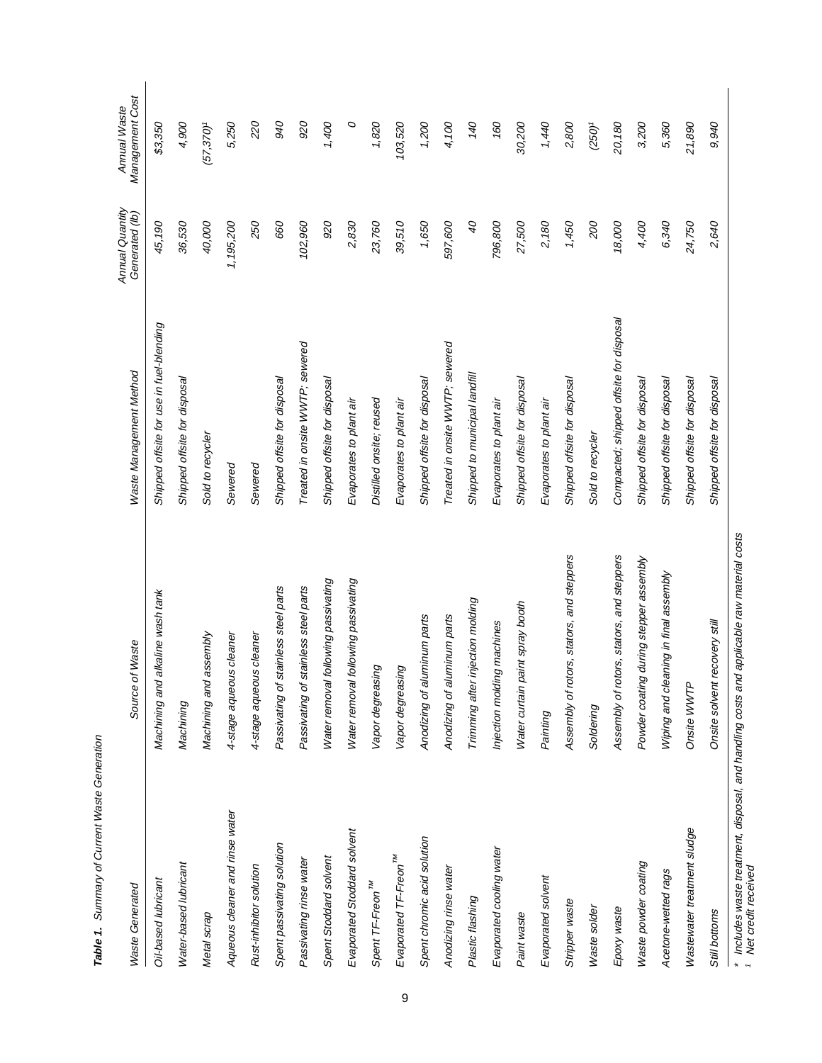***Table 1.** Summary of Current Waste Generation*

| Waste Generated | Source of Waste | Waste Management Method | Annual Quantity Generated (lb) | Annual Waste Management Cost |
|---|---|---|---|---|
| Oil-based lubricant | Machining and alkaline wash tank | Shipped offsite for use in fuel-blending | 45,190 | $3,350 |
| Water-based lubricant | Machining | Shipped offsite for disposal | 36,530 | 4,900 |
| Metal scrap | Machining and assembly | Sold to recycler | 40,000 | (57,370)[1] |
| Aqueous cleaner and rinse water | 4-stage aqueous cleaner | Sewered | 1,195,200 | 5,250 |
| Rust-inhibitor solution | 4-stage aqueous cleaner | Sewered | 250 | 220 |
| Spent passivating solution | Passivating of stainless steel parts | Shipped offsite for disposal | 660 | 940 |
| Passivating rinse water | Passivating of stainless steel parts | Treated in onsite WWTP; sewered | 102,960 | 920 |
| Spent Stoddard solvent | Water removal following passivating | Shipped offsite for disposal | 920 | 1,400 |
| Evaporated Stoddard solvent | Water removal following passivating | Evaporates to plant air | 2,830 | 0 |
| Spent TF-Freon™ | Vapor degreasing | Distilled onsite; reused | 23,760 | 1,820 |
| Evaporated TF-Freon™ | Vapor degreasing | Evaporates to plant air | 39,510 | 103,520 |
| Spent chromic acid solution | Anodizing of aluminum parts | Shipped offsite for disposal | 1,650 | 1,200 |
| Anodizing rinse water | Anodizing of aluminum parts | Treated in onsite WWTP; sewered | 597,600 | 4,100 |
| Plastic flashing | Trimming after injection molding | Shipped to municipal landfill | 40 | 140 |
| Evaporated cooling water | Injection molding machines | Evaporates to plant air | 796,800 | 160 |
| Paint waste | Water curtain paint spray booth | Shipped offsite for disposal | 27,500 | 30,200 |
| Evaporated solvent | Painting | Evaporates to plant air | 2,180 | 1,440 |
| Stripper waste | Assembly of rotors, stators, and steppers | Shipped offsite for disposal | 1,450 | 2,800 |
| Waste solder | Soldering | Sold to recycler | 200 | (250)[1] |
| Epoxy waste | Assembly of rotors, stators, and steppers | Compacted; shipped offsite for disposal | 18,000 | 20,180 |
| Waste powder coating | Powder coating during stepper assembly | Shipped offsite for disposal | 4,400 | 3,200 |
| Acetone-wetted rags | Wiping and cleaning in final assembly | Shipped offsite for disposal | 6,340 | 5,360 |
| Wastewater treatment sludge | Onsite WWTP | Shipped offsite for disposal | 24,750 | 21,890 |
| Still bottoms | Onsite solvent recovery still | Shipped offsite for disposal | 2,640 | 9,940 |

\* Includes waste treatment, disposal, and handling costs and applicable raw material costs
[1] Net credit received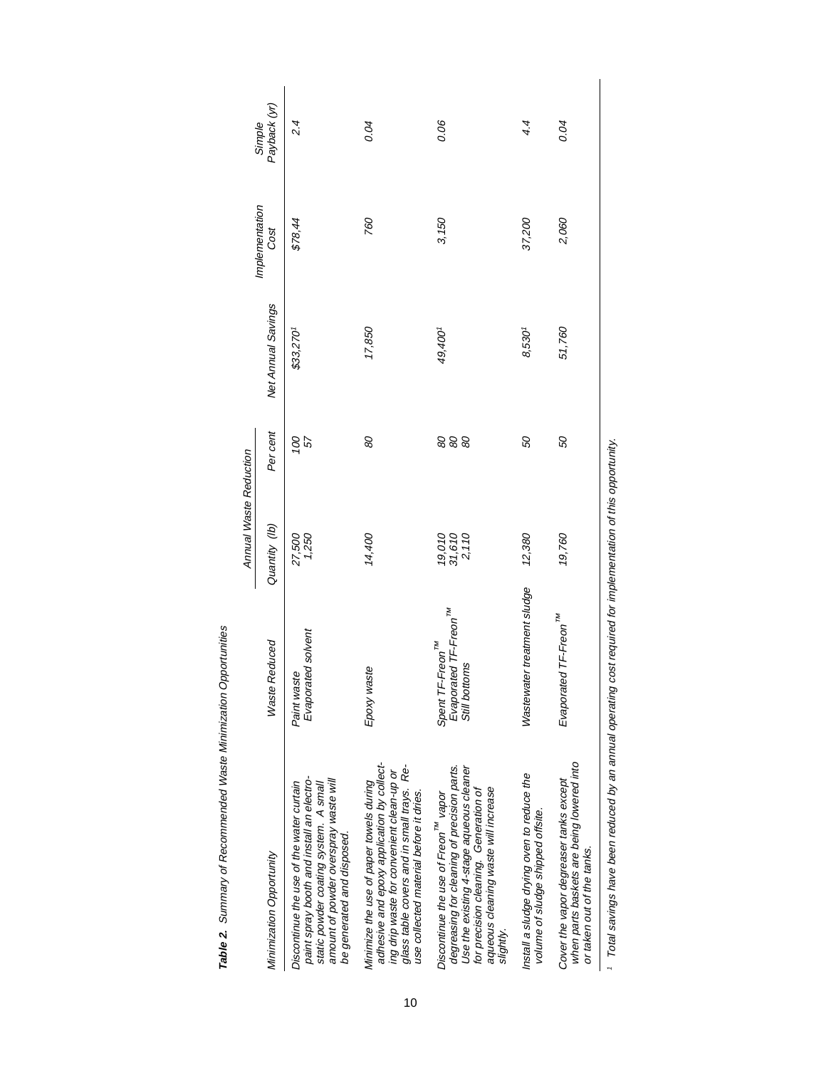**Table 2.** *Summary of Recommended Waste Minimization Opportunities*

| *Minimization Opportunity* | *Waste Reduced* | *Annual Waste Reduction* | | *Net Annual Savings* | *Implementation Cost* | *Simple Payback (yr)* |
|---|---|---|---|---|---|---|
| | | *Quantity (lb)* | *Per cent* | | | |
| *Discontinue the use of the water curtain paint spray booth and install an electrostatic powder coating system. A small amount of powder overspray waste will be generated and disposed.* | *Paint waste*<br>*Evaporated solvent* | *27,500*<br>*1,250* | *100*<br>*57* | *$33,270*[1] | *$78,44* | *2.4* |
| *Minimize the use of paper towels during adhesive and epoxy application by collecting drip waste for convenient clean-up or glass table covers and in small trays. Reuse collected material before it dries.* | *Epoxy waste* | *14,400* | *80* | *17,850* | *760* | *0.04* |
| *Discontinue the use of Freon™ vapor degreasing for cleaning of precision parts. Use the existing 4-stage aqueous cleaner for precision cleaning. Generation of aqueous cleaning waste will increase slightly.* | *Spent TF-Freon™*<br>*Evaporated TF-Freon™*<br>*Still bottoms* | *19,010*<br>*31,610*<br>*2,110* | *80*<br>*80*<br>*80* | *49,400*[1] | *3,150* | *0.06* |
| *Install a sludge drying oven to reduce the volume of sludge shipped offsite.* | *Wastewater treatment sludge* | *12,380* | *50* | *8,530*[1] | *37,200* | *4.4* |
| *Cover the vapor degreaser tanks except when parts baskets are being lowered into or taken out of the tanks.* | *Evaporated TF-Freon™* | *19,760* | *50* | *51,760* | *2,060* | *0.04* |

[1] *Total savings have been reduced by an annual operating cost required for implementation of this opportunity.*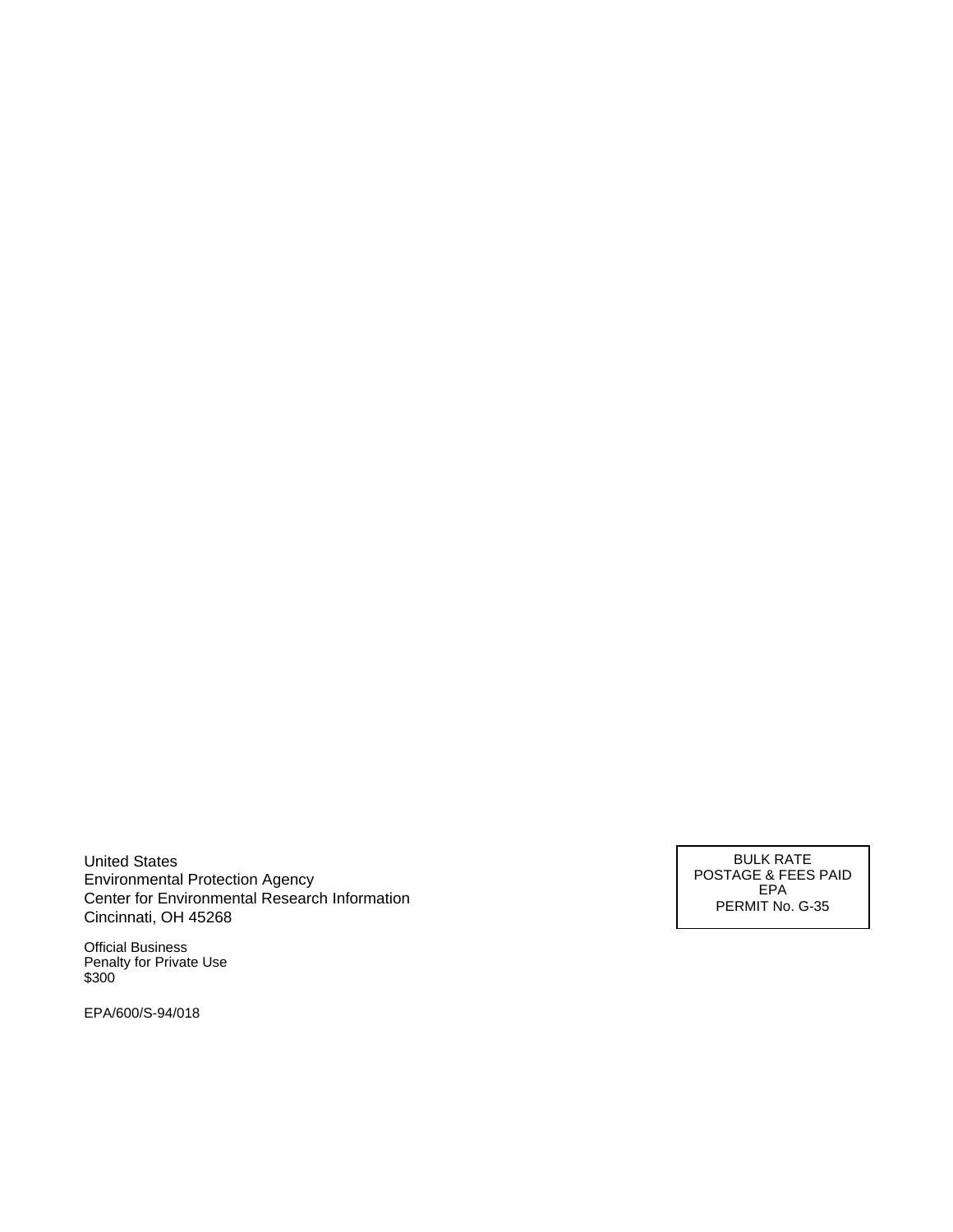United States
Environmental Protection Agency
Center for Environmental Research Information
Cincinnati, OH 45268

BULK RATE
POSTAGE & FEES PAID
EPA
PERMIT No. G-35

Official Business
Penalty for Private Use
$300

EPA/600/S-94/018